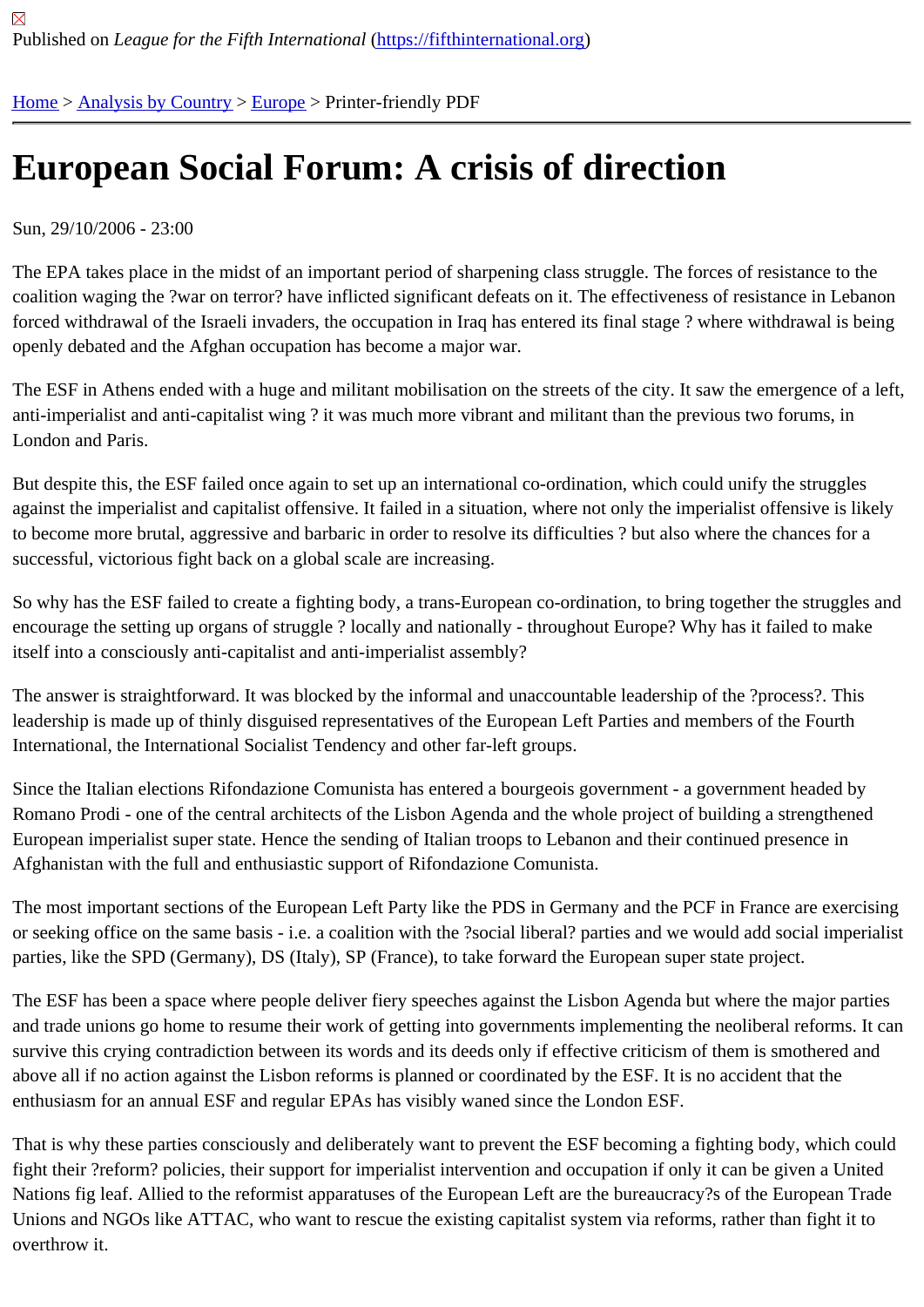Published on *League for the Fifth International* (https://fifthinternational.org)

Home > Analysis by Country > Europe > Printer-friendly PDF

# European Social Forum: A crisis of direction

Sun, 29/10/2006 - 23:00

The EPA takes place in the midst of an important period of sharpening class struggle. The forces of resistance to the coalition waging the ?war on terror? have inflicted significant defeats on it. The effectiveness of resistance in Lebanon forced withdrawal of the Israeli invaders, the occupation in Iraq has entered its final stage ? where withdrawal is being openly debated and the Afghan occupation has become a major war.

The ESF in Athens ended with a huge and militant mobilisation on the streets of the city. It saw the emergence of a left, anti-imperialist and anti-capitalist wing ? it was much more vibrant and militant than the previous two forums, in London and Paris.

But despite this, the ESF failed once again to set up an international co-ordination, which could unify the struggles against the imperialist and capitalist offensive. It failed in a situation, where not only the imperialist offensive is likely to become more brutal, aggressive and barbaric in order to resolve its difficulties ? but also where the chances for a successful, victorious fight back on a global scale are increasing.

So why has the ESF failed to create a fighting body, a trans-European co-ordination, to bring together the struggles and encourage the setting up organs of struggle ? locally and nationally - throughout Europe? Why has it failed to make itself into a consciously anti-capitalist and anti-imperialist assembly?

The answer is straightforward. It was blocked by the informal and unaccountable leadership of the ?process?. This leadership is made up of thinly disguised representatives of the European Left Parties and members of the Fourth International, the International Socialist Tendency and other far-left groups.

Since the Italian elections Rifondazione Comunista has entered a bourgeois government - a government headed by Romano Prodi - one of the central architects of the Lisbon Agenda and the whole project of building a strengthened European imperialist super state. Hence the sending of Italian troops to Lebanon and their continued presence in Afghanistan with the full and enthusiastic support of Rifondazione Comunista.

The most important sections of the European Left Party like the PDS in Germany and the PCF in France are exercising or seeking office on the same basis - i.e. a coalition with the ?social liberal? parties and we would add social imperialist parties, like the SPD (Germany), DS (Italy), SP (France), to take forward the European super state project.

The ESF has been a space where people deliver fiery speeches against the Lisbon Agenda but where the major parties and trade unions go home to resume their work of getting into governments implementing the neoliberal reforms. It can survive this crying contradiction between its words and its deeds only if effective criticism of them is smothered and above all if no action against the Lisbon reforms is planned or coordinated by the ESF. It is no accident that the enthusiasm for an annual ESF and regular EPAs has visibly waned since the London ESF.

That is why these parties consciously and deliberately want to prevent the ESF becoming a fighting body, which could fight their ?reform? policies, their support for imperialist intervention and occupation if only it can be given a United Nations fig leaf. Allied to the reformist apparatuses of the European Left are the bureaucracy?s of the European Trade Unions and NGOs like ATTAC, who want to rescue the existing capitalist system via reforms, rather than fight it to overthrow it.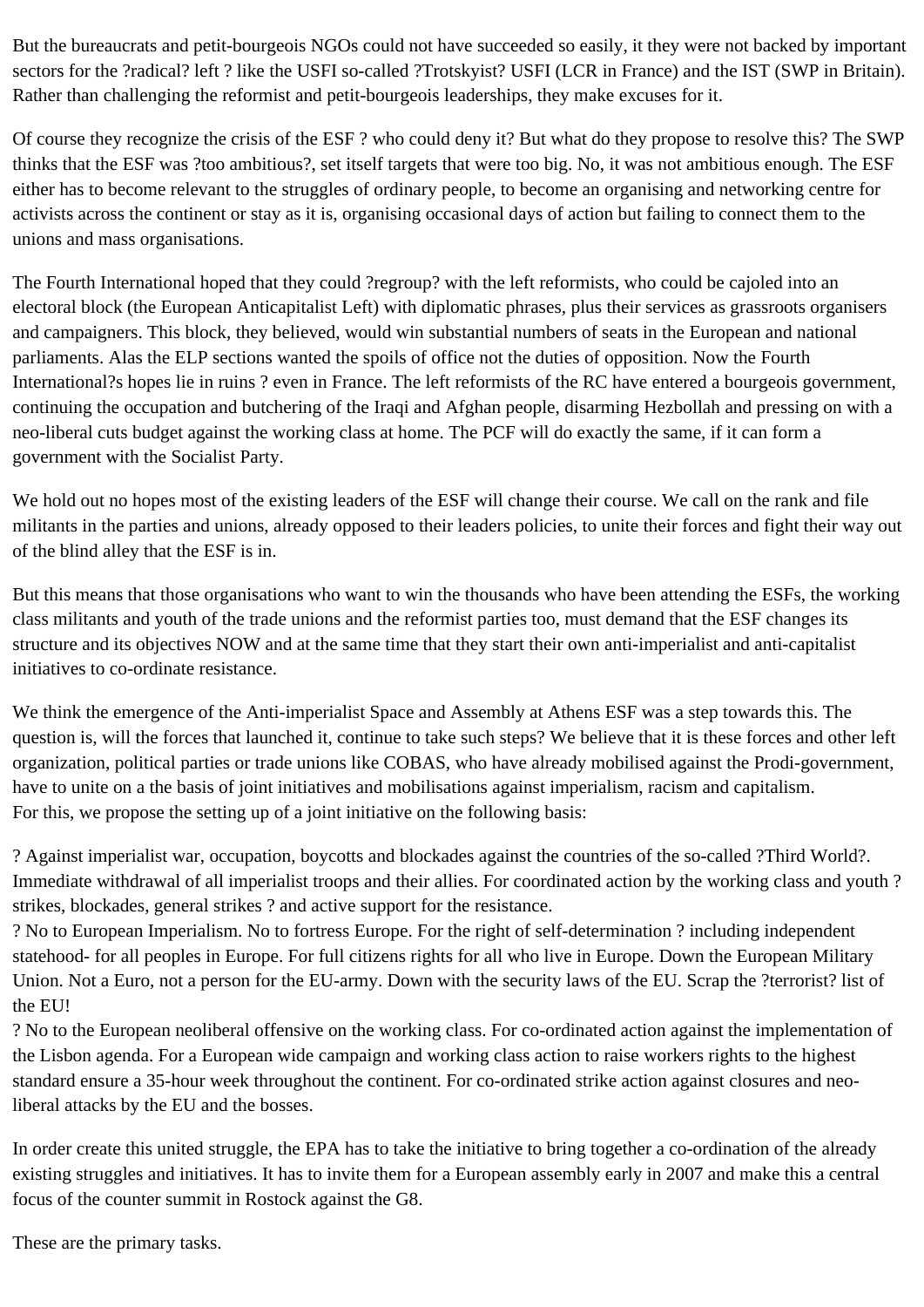But the bureaucrats and petit-bourgeois NGOs could not have succeeded so easily, it they were not backed by important sectors for the ?radical? left ? like the USFI so-called ?Trotskyist? USFI (LCR in France) and the IST (SWP in Britain). Rather than challenging the reformist and petit-bourgeois leaderships, they make excuses for it.

Of course they recognize the crisis of the ESF ? who could deny it? But what do they propose to resolve this? The SWP thinks that the ESF was ?too ambitious?, set itself targets that were too big. No, it was not ambitious enough. The ESF either has to become relevant to the struggles of ordinary people, to become an organising and networking centre for activists across the continent or stay as it is, organising occasional days of action but failing to connect them to the unions and mass organisations.

The Fourth International hoped that they could ?regroup? with the left reformists, who could be cajoled into an electoral block (the European Anticapitalist Left) with diplomatic phrases, plus their services as grassroots organisers and campaigners. This block, they believed, would win substantial numbers of seats in the European and national parliaments. Alas the ELP sections wanted the spoils of office not the duties of opposition. Now the Fourth International?s hopes lie in ruins ? even in France. The left reformists of the RC have entered a bourgeois government, continuing the occupation and butchering of the Iraqi and Afghan people, disarming Hezbollah and pressing on with a neo-liberal cuts budget against the working class at home. The PCF will do exactly the same, if it can form a government with the Socialist Party.

We hold out no hopes most of the existing leaders of the ESF will change their course. We call on the rank and file militants in the parties and unions, already opposed to their leaders policies, to unite their forces and fight their way out of the blind alley that the ESF is in.

But this means that those organisations who want to win the thousands who have been attending the ESFs, the working class militants and youth of the trade unions and the reformist parties too, must demand that the ESF changes its structure and its objectives NOW and at the same time that they start their own anti-imperialist and anti-capitalist initiatives to co-ordinate resistance.

We think the emergence of the Anti-imperialist Space and Assembly at Athens ESF was a step towards this. The question is, will the forces that launched it, continue to take such steps? We believe that it is these forces and other left organization, political parties or trade unions like COBAS, who have already mobilised against the Prodi-government, have to unite on a the basis of joint initiatives and mobilisations against imperialism, racism and capitalism.
For this, we propose the setting up of a joint initiative on the following basis:

? Against imperialist war, occupation, boycotts and blockades against the countries of the so-called ?Third World?. Immediate withdrawal of all imperialist troops and their allies. For coordinated action by the working class and youth ? strikes, blockades, general strikes ? and active support for the resistance.
? No to European Imperialism. No to fortress Europe. For the right of self-determination ? including independent statehood- for all peoples in Europe. For full citizens rights for all who live in Europe. Down the European Military Union. Not a Euro, not a person for the EU-army. Down with the security laws of the EU. Scrap the ?terrorist? list of the EU!
? No to the European neoliberal offensive on the working class. For co-ordinated action against the implementation of the Lisbon agenda. For a European wide campaign and working class action to raise workers rights to the highest standard ensure a 35-hour week throughout the continent. For co-ordinated strike action against closures and neo-liberal attacks by the EU and the bosses.

In order create this united struggle, the EPA has to take the initiative to bring together a co-ordination of the already existing struggles and initiatives. It has to invite them for a European assembly early in 2007 and make this a central focus of the counter summit in Rostock against the G8.

These are the primary tasks.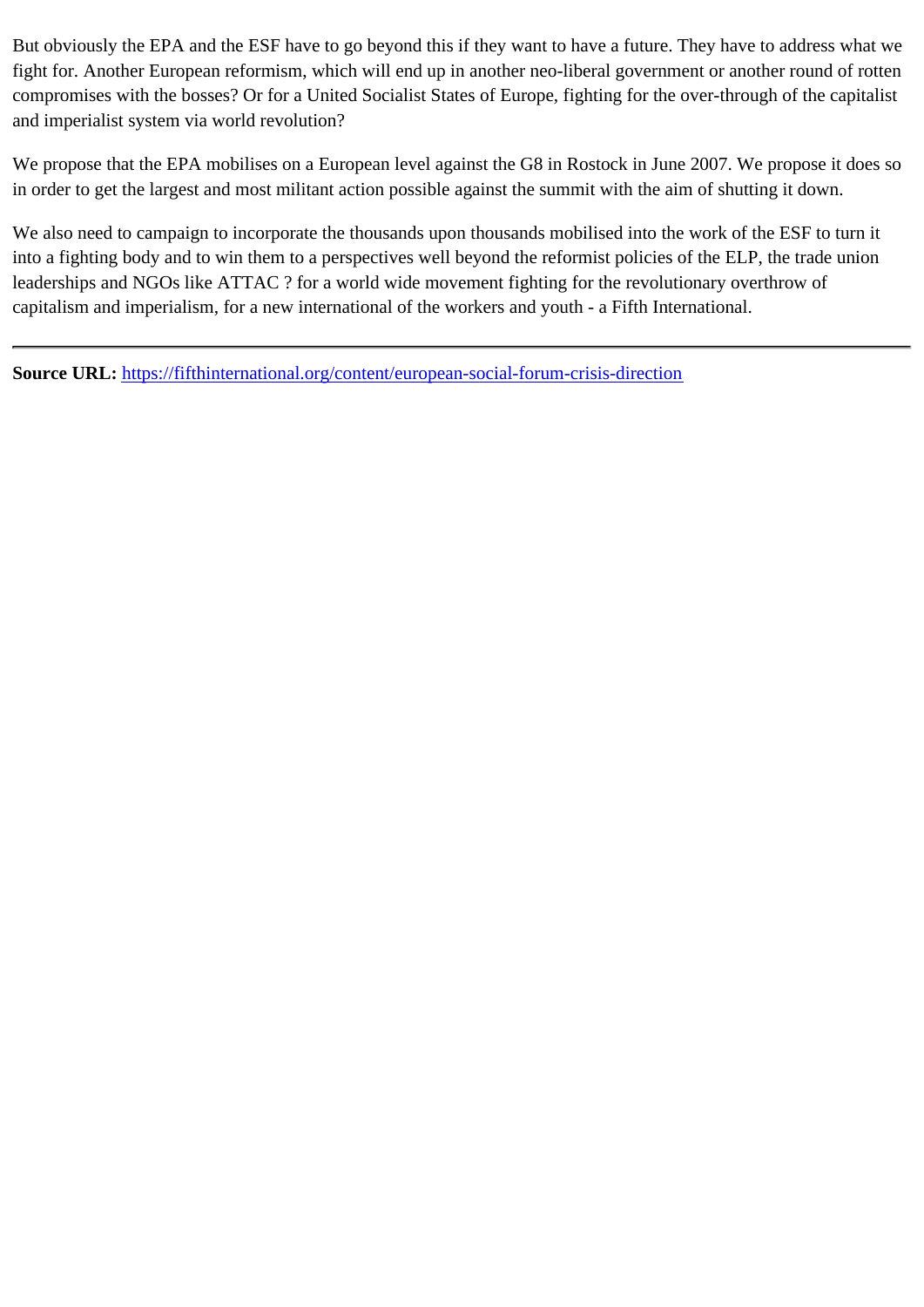But obviously the EPA and the ESF have to go beyond this if they want to have a future. They have to address what we fight for. Another European reformism, which will end up in another neo-liberal government or another round of rotten compromises with the bosses? Or for a United Socialist States of Europe, fighting for the over-through of the capitalist and imperialist system via world revolution?

We propose that the EPA mobilises on a European level against the G8 in Rostock in June 2007. We propose it does so in order to get the largest and most militant action possible against the summit with the aim of shutting it down.

We also need to campaign to incorporate the thousands upon thousands mobilised into the work of the ESF to turn it into a fighting body and to win them to a perspectives well beyond the reformist policies of the ELP, the trade union leaderships and NGOs like ATTAC ? for a world wide movement fighting for the revolutionary overthrow of capitalism and imperialism, for a new international of the workers and youth - a Fifth International.

---

**Source URL:** https://fifthinternational.org/content/european-social-forum-crisis-direction